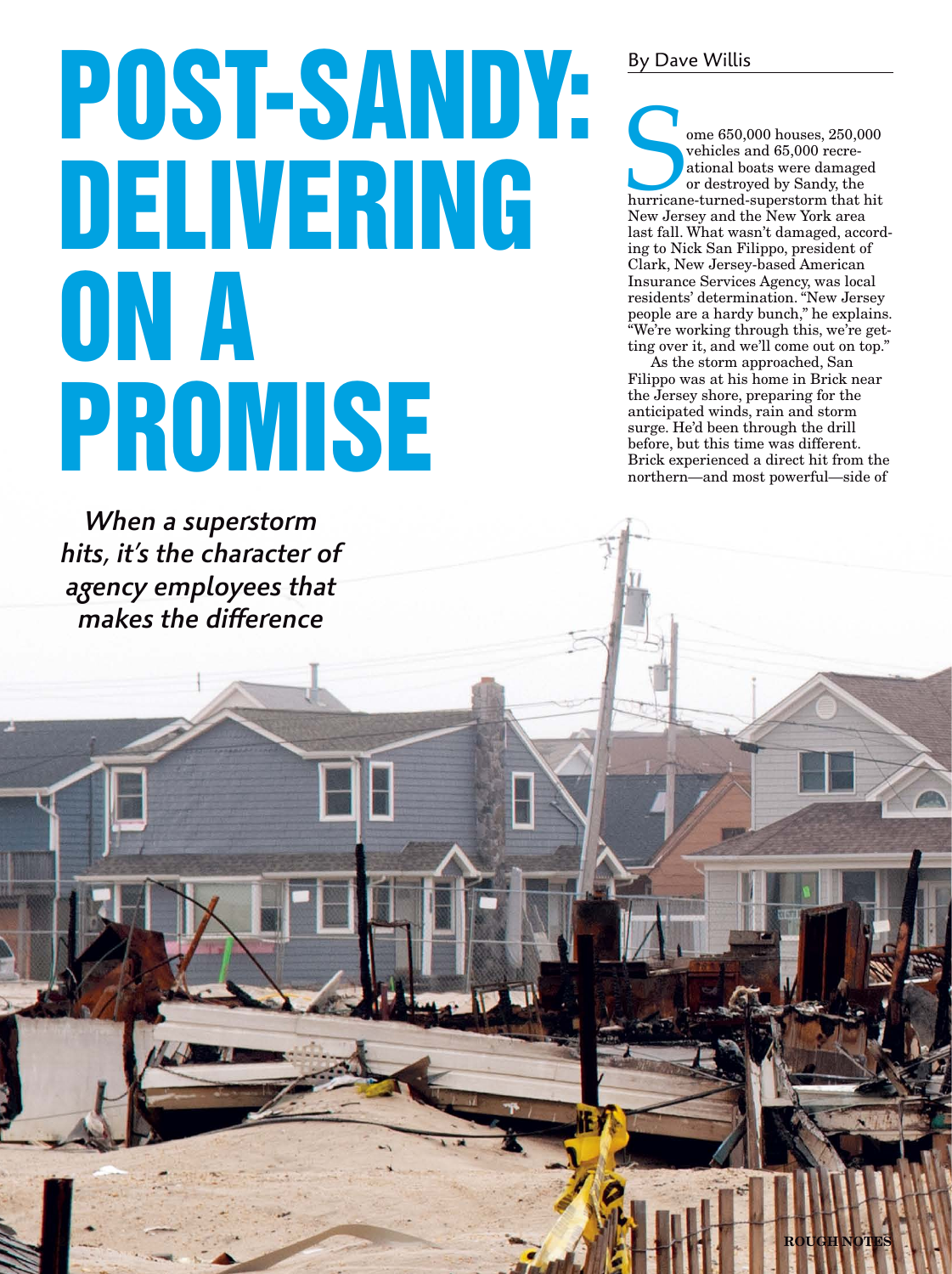# POST-SANDY: DELIVERING ON A PROMISE

*When a superstorm hits, it's the character of agency employees that makes the difference*

By Dave Willis

Some 650,000 houses, 250,000 vehicles and 65,000 recreational boats were damaged or destroyed by Sandy, the hurricane-turned-superstorm that hit New Jersey and the New York area last fall. What wasn't damaged, according to Nick San Filippo, president of Clark, New Jersey-based American Insurance Services Agency, was local residents' determination. "New Jersey people are a hardy bunch," he explains. "We're working through this, we're getting over it, and we'll come out on top."

As the storm approached, San Filippo was at his home in Brick near the Jersey shore, preparing for the anticipated winds, rain and storm surge. He'd been through the drill before, but this time was different. Brick experienced a direct hit from the northern—and most powerful—side of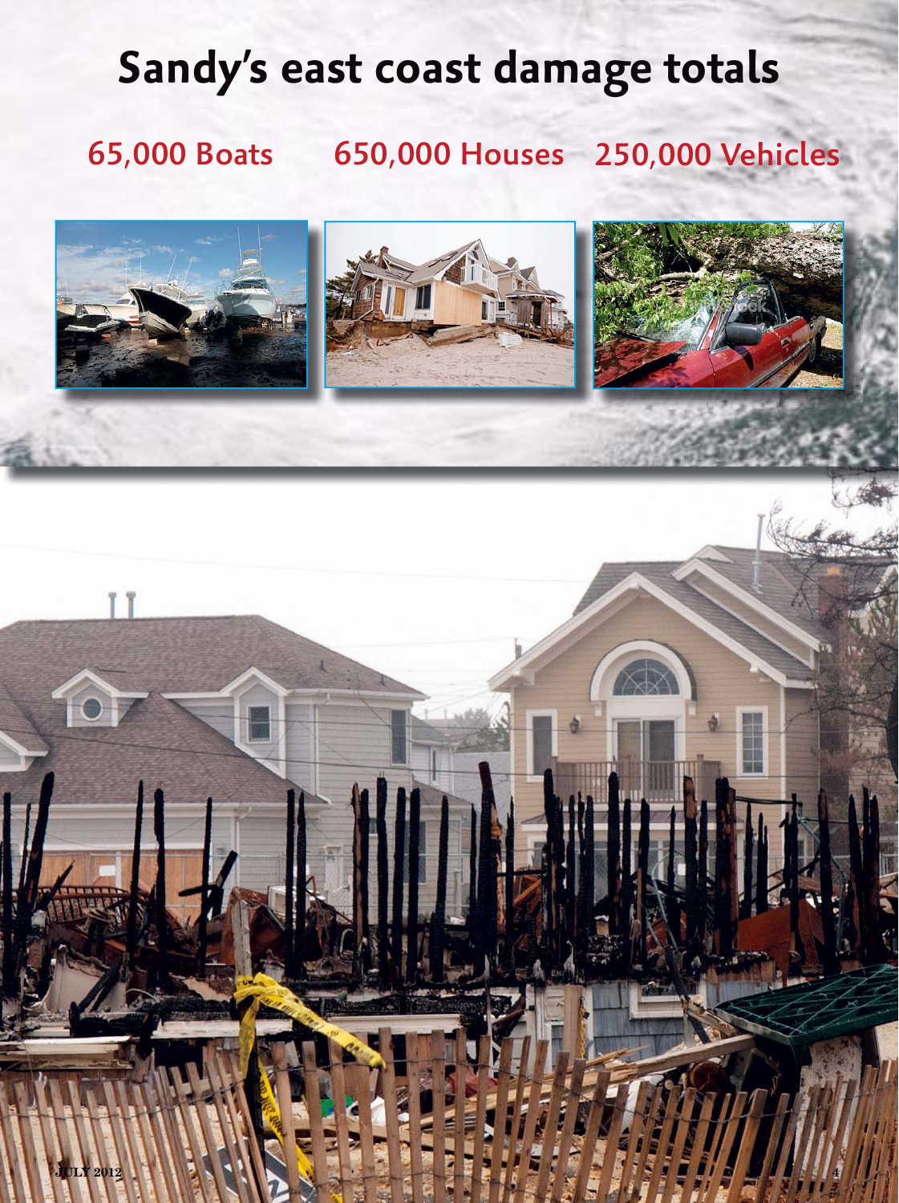# Sandy's east coast damage totals

65,000 Boats

650,000 Houses

250,000 Vehicles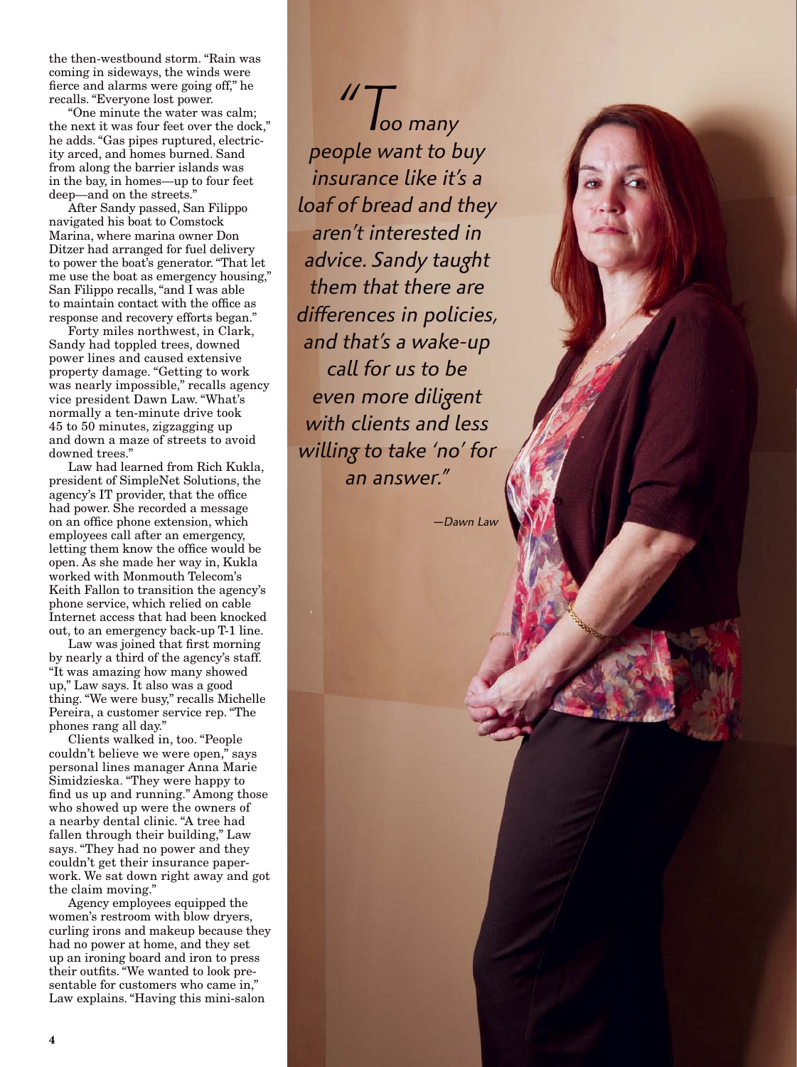the then-westbound storm. "Rain was coming in sideways, the winds were fierce and alarms were going off," he recalls. "Everyone lost power.

"One minute the water was calm; the next it was four feet over the dock," he adds. "Gas pipes ruptured, electricity arced, and homes burned. Sand from along the barrier islands was in the bay, in homes—up to four feet deep—and on the streets."

After Sandy passed, San Filippo navigated his boat to Comstock Marina, where marina owner Don Ditzer had arranged for fuel delivery to power the boat's generator. "That let me use the boat as emergency housing," San Filippo recalls, "and I was able to maintain contact with the office as response and recovery efforts began."

Forty miles northwest, in Clark, Sandy had toppled trees, downed power lines and caused extensive property damage. "Getting to work was nearly impossible," recalls agency vice president Dawn Law. "What's normally a ten-minute drive took 45 to 50 minutes, zigzagging up and down a maze of streets to avoid downed trees."

Law had learned from Rich Kukla, president of SimpleNet Solutions, the agency's IT provider, that the office had power. She recorded a message on an office phone extension, which employees call after an emergency, letting them know the office would be open. As she made her way in, Kukla worked with Monmouth Telecom's Keith Fallon to transition the agency's phone service, which relied on cable Internet access that had been knocked out, to an emergency back-up T-1 line.

Law was joined that first morning by nearly a third of the agency's staff. "It was amazing how many showed up," Law says. It also was a good thing. "We were busy," recalls Michelle Pereira, a customer service rep. "The phones rang all day."

Clients walked in, too. "People couldn't believe we were open," says personal lines manager Anna Marie Simidzieska. "They were happy to find us up and running." Among those who showed up were the owners of a nearby dental clinic. "A tree had fallen through their building," Law says. "They had no power and they couldn't get their insurance paperwork. We sat down right away and got the claim moving."

Agency employees equipped the women's restroom with blow dryers, curling irons and makeup because they had no power at home, and they set up an ironing board and iron to press their outfits. "We wanted to look presentable for customers who came in," Law explains. "Having this mini-salon

*"Too many people want to buy insurance like it's a loaf of bread and they aren't interested in advice. Sandy taught them that there are differences in policies, and that's a wake-up call for us to be even more diligent with clients and less willing to take 'no' for an answer."*

*—Dawn Law*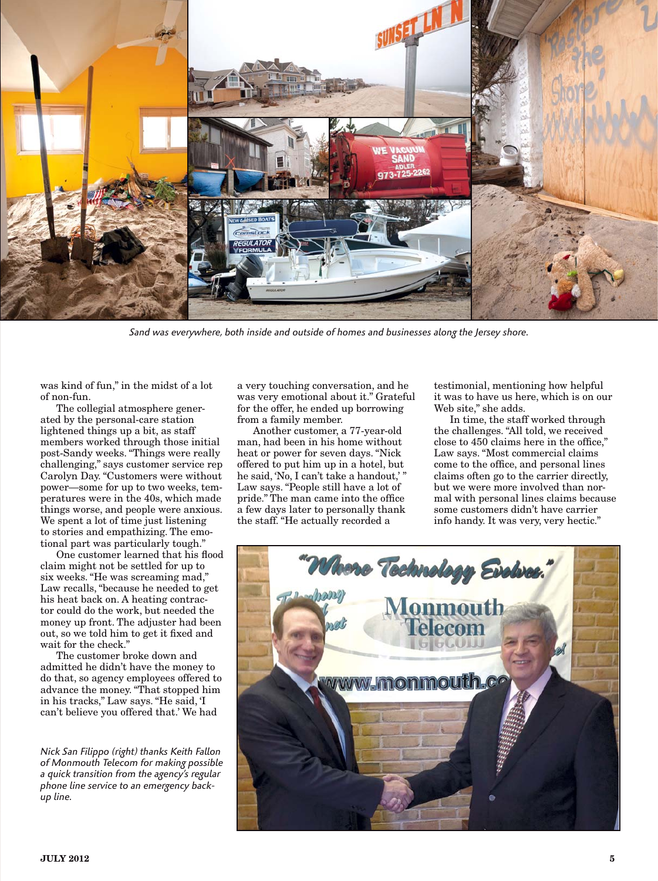*Sand was everywhere, both inside and outside of homes and businesses along the Jersey shore.*

was kind of fun," in the midst of a lot of non-fun.

The collegial atmosphere generated by the personal-care station lightened things up a bit, as staff members worked through those initial post-Sandy weeks. "Things were really challenging," says customer service rep Carolyn Day. "Customers were without power—some for up to two weeks, temperatures were in the 40s, which made things worse, and people were anxious. We spent a lot of time just listening to stories and empathizing. The emotional part was particularly tough."

One customer learned that his flood claim might not be settled for up to six weeks. "He was screaming mad," Law recalls, "because he needed to get his heat back on. A heating contractor could do the work, but needed the money up front. The adjuster had been out, so we told him to get it fixed and wait for the check."

The customer broke down and admitted he didn't have the money to do that, so agency employees offered to advance the money. "That stopped him in his tracks," Law says. "He said, 'I can't believe you offered that.' We had a very touching conversation, and he was very emotional about it." Grateful for the offer, he ended up borrowing from a family member.

Another customer, a 77-year-old man, had been in his home without heat or power for seven days. "Nick offered to put him up in a hotel, but he said, 'No, I can't take a handout,' " Law says. "People still have a lot of pride." The man came into the office a few days later to personally thank the staff. "He actually recorded a testimonial, mentioning how helpful it was to have us here, which is on our Web site," she adds.

In time, the staff worked through the challenges. "All told, we received close to 450 claims here in the office," Law says. "Most commercial claims come to the office, and personal lines claims often go to the carrier directly, but we were more involved than normal with personal lines claims because some customers didn't have carrier info handy. It was very, very hectic."

*Nick San Filippo (right) thanks Keith Fallon of Monmouth Telecom for making possible a quick transition from the agency's regular phone line service to an emergency back-up line.*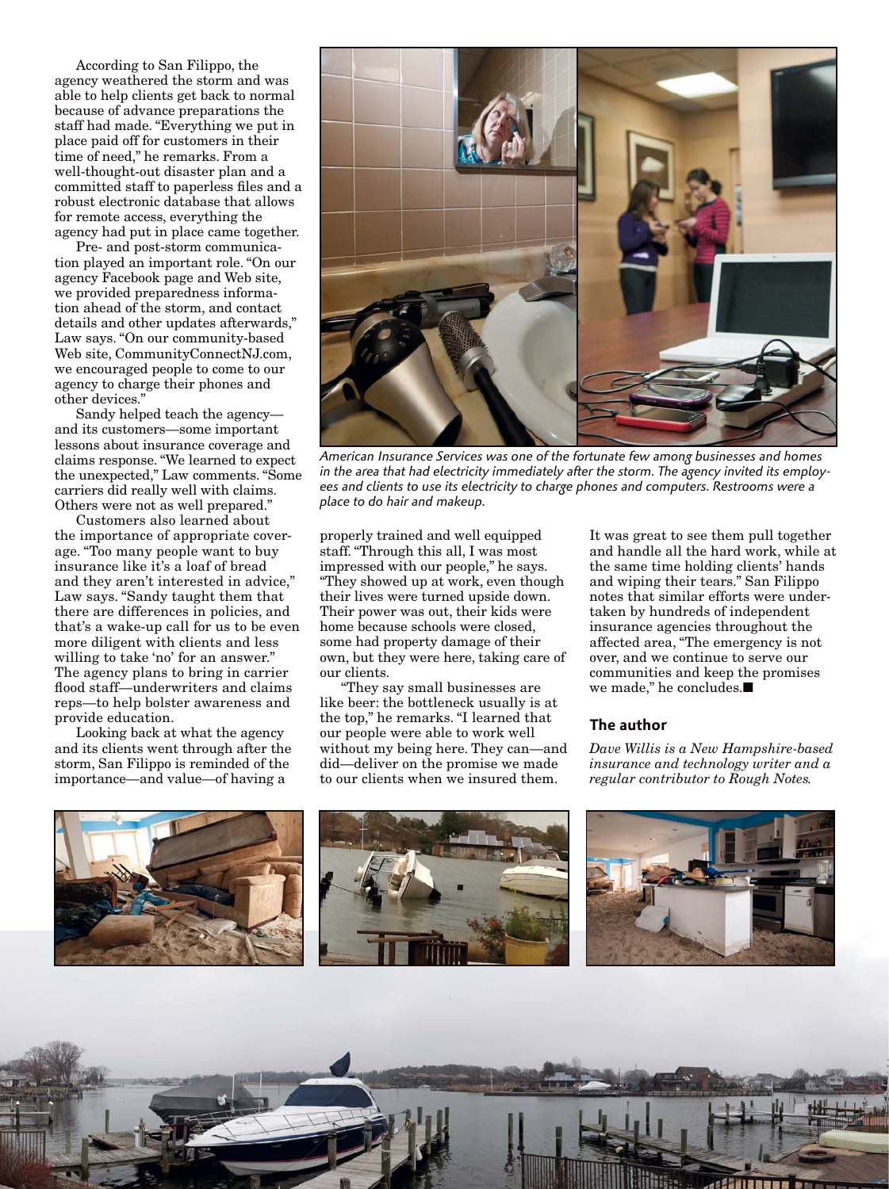According to San Filippo, the agency weathered the storm and was able to help clients get back to normal because of advance preparations the staff had made. "Everything we put in place paid off for customers in their time of need," he remarks. From a well-thought-out disaster plan and a committed staff to paperless files and a robust electronic database that allows for remote access, everything the agency had put in place came together.

Pre- and post-storm communication played an important role. "On our agency Facebook page and Web site, we provided preparedness information ahead of the storm, and contact details and other updates afterwards," Law says. "On our community-based Web site, CommunityConnectNJ.com, we encouraged people to come to our agency to charge their phones and other devices."

Sandy helped teach the agency—and its customers—some important lessons about insurance coverage and claims response. "We learned to expect the unexpected," Law comments. "Some carriers did really well with claims. Others were not as well prepared."

Customers also learned about the importance of appropriate coverage. "Too many people want to buy insurance like it's a loaf of bread and they aren't interested in advice," Law says. "Sandy taught them that there are differences in policies, and that's a wake-up call for us to be even more diligent with clients and less willing to take 'no' for an answer." The agency plans to bring in carrier flood staff—underwriters and claims reps—to help bolster awareness and provide education.

Looking back at what the agency and its clients went through after the storm, San Filippo is reminded of the importance—and value—of having a properly trained and well equipped staff. "Through this all, I was most impressed with our people," he says. "They showed up at work, even though their lives were turned upside down. Their power was out, their kids were home because schools were closed, some had property damage of their own, but they were here, taking care of our clients.

"They say small businesses are like beer: the bottleneck usually is at the top," he remarks. "I learned that our people were able to work well without my being here. They can—and did—deliver on the promise we made to our clients when we insured them. It was great to see them pull together and handle all the hard work, while at the same time holding clients' hands and wiping their tears." San Filippo notes that similar efforts were undertaken by hundreds of independent insurance agencies throughout the affected area, "The emergency is not over, and we continue to serve our communities and keep the promises we made," he concludes.■

*American Insurance Services was one of the fortunate few among businesses and homes in the area that had electricity immediately after the storm. The agency invited its employees and clients to use its electricity to charge phones and computers. Restrooms were a place to do hair and makeup.*

### The author

*Dave Willis is a New Hampshire-based insurance and technology writer and a regular contributor to Rough Notes.*